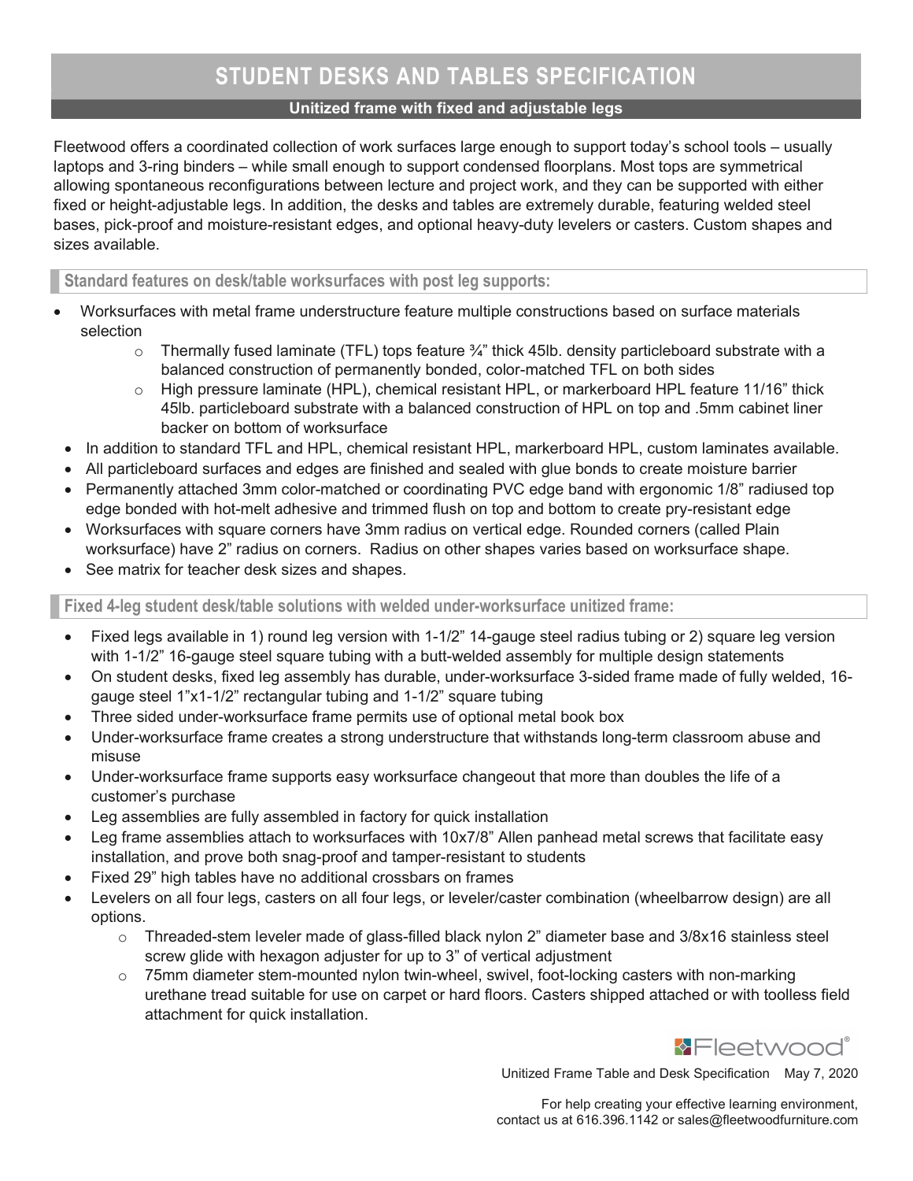# STUDENT DESKS AND TABLES SPECIFICATION

**Unitized frame with fixed and adjustable legs**

Fleetwood offers a coordinated collection of work surfaces large enough to support today's school tools – usually laptops and 3-ring binders – while small enough to support condensed floorplans. Most tops are symmetrical allowing spontaneous reconfigurations between lecture and project work, and they can be supported with either fixed or height-adjustable legs. In addition, the desks and tables are extremely durable, featuring welded steel bases, pick-proof and moisture-resistant edges, and optional heavy-duty levelers or casters. Custom shapes and sizes available.

## Standard features on desk/table worksurfaces with post leg supports:

- Worksurfaces with metal frame understructure feature multiple constructions based on surface materials selection
  - Thermally fused laminate (TFL) tops feature ¾" thick 45lb. density particleboard substrate with a balanced construction of permanently bonded, color-matched TFL on both sides
  - High pressure laminate (HPL), chemical resistant HPL, or markerboard HPL feature 11/16" thick 45lb. particleboard substrate with a balanced construction of HPL on top and .5mm cabinet liner backer on bottom of worksurface
- In addition to standard TFL and HPL, chemical resistant HPL, markerboard HPL, custom laminates available.
- All particleboard surfaces and edges are finished and sealed with glue bonds to create moisture barrier
- Permanently attached 3mm color-matched or coordinating PVC edge band with ergonomic 1/8" radiused top edge bonded with hot-melt adhesive and trimmed flush on top and bottom to create pry-resistant edge
- Worksurfaces with square corners have 3mm radius on vertical edge. Rounded corners (called Plain worksurface) have 2" radius on corners. Radius on other shapes varies based on worksurface shape.
- See matrix for teacher desk sizes and shapes.

## Fixed 4-leg student desk/table solutions with welded under-worksurface unitized frame:

- Fixed legs available in 1) round leg version with 1-1/2" 14-gauge steel radius tubing or 2) square leg version with 1-1/2" 16-gauge steel square tubing with a butt-welded assembly for multiple design statements
- On student desks, fixed leg assembly has durable, under-worksurface 3-sided frame made of fully welded, 16-gauge steel 1"x1-1/2" rectangular tubing and 1-1/2" square tubing
- Three sided under-worksurface frame permits use of optional metal book box
- Under-worksurface frame creates a strong understructure that withstands long-term classroom abuse and misuse
- Under-worksurface frame supports easy worksurface changeout that more than doubles the life of a customer's purchase
- Leg assemblies are fully assembled in factory for quick installation
- Leg frame assemblies attach to worksurfaces with 10x7/8" Allen panhead metal screws that facilitate easy installation, and prove both snag-proof and tamper-resistant to students
- Fixed 29" high tables have no additional crossbars on frames
- Levelers on all four legs, casters on all four legs, or leveler/caster combination (wheelbarrow design) are all options.
  - Threaded-stem leveler made of glass-filled black nylon 2" diameter base and 3/8x16 stainless steel screw glide with hexagon adjuster for up to 3" of vertical adjustment
  - 75mm diameter stem-mounted nylon twin-wheel, swivel, foot-locking casters with non-marking urethane tread suitable for use on carpet or hard floors. Casters shipped attached or with toolless field attachment for quick installation.

Fleetwood®

Unitized Frame Table and Desk Specification May 7, 2020

For help creating your effective learning environment, contact us at 616.396.1142 or sales@fleetwoodfurniture.com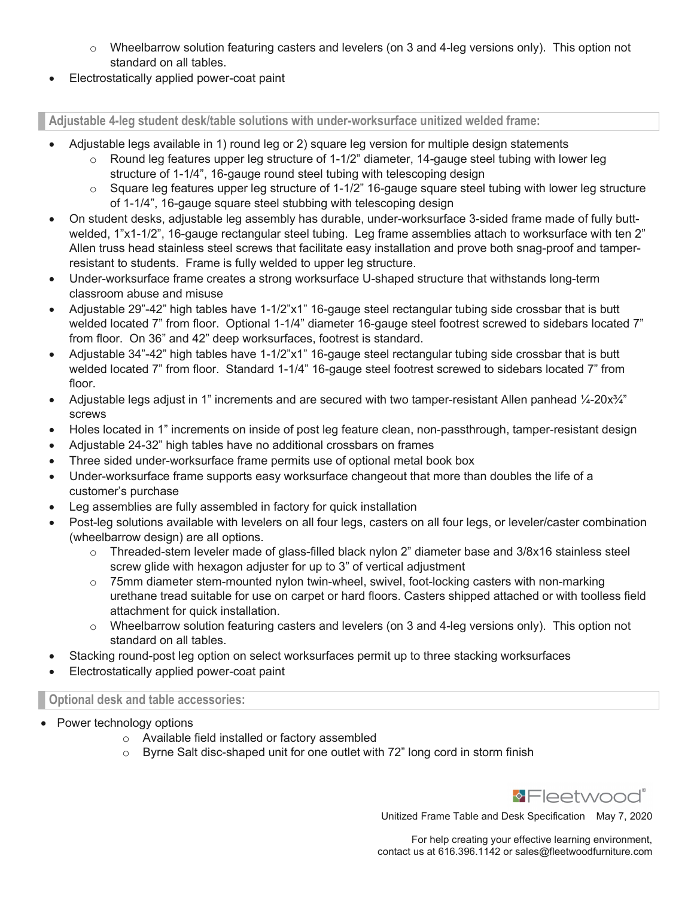- Wheelbarrow solution featuring casters and levelers (on 3 and 4-leg versions only). This option not standard on all tables.
- Electrostatically applied power-coat paint

## Adjustable 4-leg student desk/table solutions with under-worksurface unitized welded frame:

- Adjustable legs available in 1) round leg or 2) square leg version for multiple design statements
  - Round leg features upper leg structure of 1-1/2" diameter, 14-gauge steel tubing with lower leg structure of 1-1/4", 16-gauge round steel tubing with telescoping design
  - Square leg features upper leg structure of 1-1/2" 16-gauge square steel tubing with lower leg structure of 1-1/4", 16-gauge square steel stubbing with telescoping design
- On student desks, adjustable leg assembly has durable, under-worksurface 3-sided frame made of fully butt-welded, 1"x1-1/2", 16-gauge rectangular steel tubing. Leg frame assemblies attach to worksurface with ten 2" Allen truss head stainless steel screws that facilitate easy installation and prove both snag-proof and tamper-resistant to students. Frame is fully welded to upper leg structure.
- Under-worksurface frame creates a strong worksurface U-shaped structure that withstands long-term classroom abuse and misuse
- Adjustable 29"-42" high tables have 1-1/2"x1" 16-gauge steel rectangular tubing side crossbar that is butt welded located 7" from floor. Optional 1-1/4" diameter 16-gauge steel footrest screwed to sidebars located 7" from floor. On 36" and 42" deep worksurfaces, footrest is standard.
- Adjustable 34"-42" high tables have 1-1/2"x1" 16-gauge steel rectangular tubing side crossbar that is butt welded located 7" from floor. Standard 1-1/4" 16-gauge steel footrest screwed to sidebars located 7" from floor.
- Adjustable legs adjust in 1" increments and are secured with two tamper-resistant Allen panhead ¼-20x¾" screws
- Holes located in 1" increments on inside of post leg feature clean, non-passthrough, tamper-resistant design
- Adjustable 24-32" high tables have no additional crossbars on frames
- Three sided under-worksurface frame permits use of optional metal book box
- Under-worksurface frame supports easy worksurface changeout that more than doubles the life of a customer's purchase
- Leg assemblies are fully assembled in factory for quick installation
- Post-leg solutions available with levelers on all four legs, casters on all four legs, or leveler/caster combination (wheelbarrow design) are all options.
  - Threaded-stem leveler made of glass-filled black nylon 2" diameter base and 3/8x16 stainless steel screw glide with hexagon adjuster for up to 3" of vertical adjustment
  - 75mm diameter stem-mounted nylon twin-wheel, swivel, foot-locking casters with non-marking urethane tread suitable for use on carpet or hard floors. Casters shipped attached or with toolless field attachment for quick installation.
  - Wheelbarrow solution featuring casters and levelers (on 3 and 4-leg versions only). This option not standard on all tables.
- Stacking round-post leg option on select worksurfaces permit up to three stacking worksurfaces
- Electrostatically applied power-coat paint

## Optional desk and table accessories:

- Power technology options
  - Available field installed or factory assembled
  - Byrne Salt disc-shaped unit for one outlet with 72" long cord in storm finish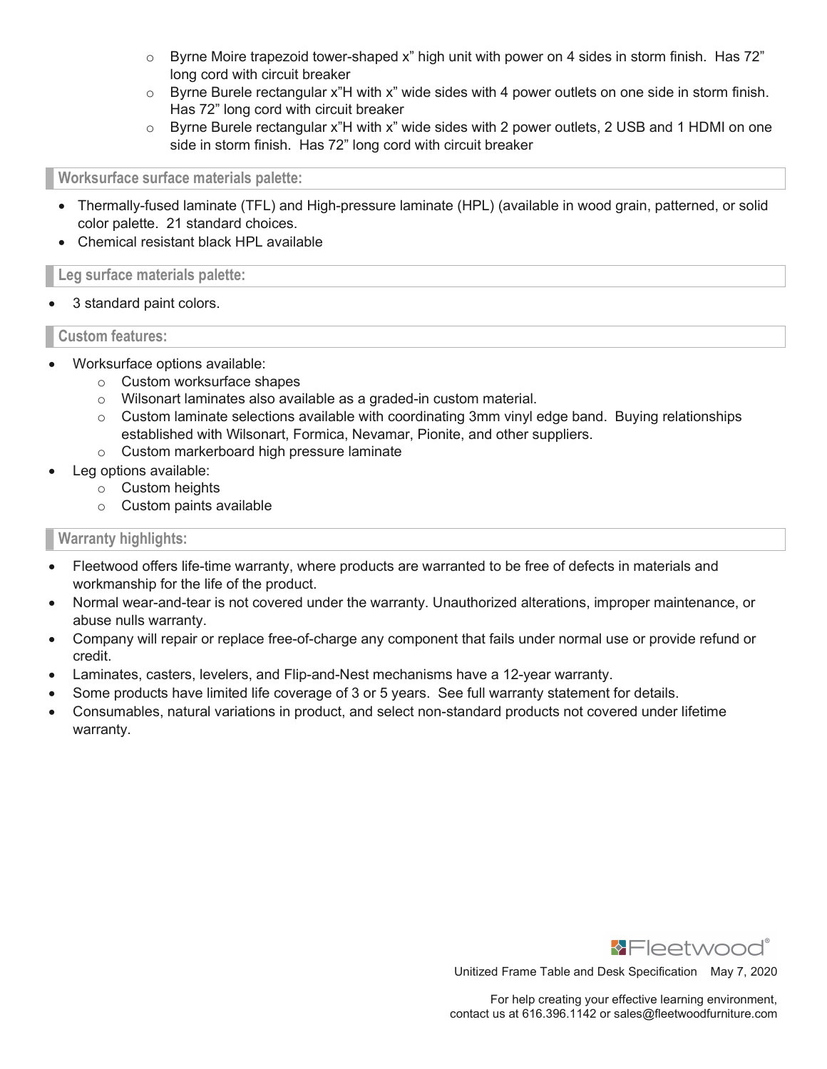- Byrne Moire trapezoid tower-shaped x" high unit with power on 4 sides in storm finish. Has 72" long cord with circuit breaker
- Byrne Burele rectangular x"H with x" wide sides with 4 power outlets on one side in storm finish. Has 72" long cord with circuit breaker
- Byrne Burele rectangular x"H with x" wide sides with 2 power outlets, 2 USB and 1 HDMI on one side in storm finish. Has 72" long cord with circuit breaker

## Worksurface surface materials palette:

- Thermally-fused laminate (TFL) and High-pressure laminate (HPL) (available in wood grain, patterned, or solid color palette. 21 standard choices.
- Chemical resistant black HPL available

## Leg surface materials palette:

- 3 standard paint colors.

## Custom features:

- Worksurface options available:
  - Custom worksurface shapes
  - Wilsonart laminates also available as a graded-in custom material.
  - Custom laminate selections available with coordinating 3mm vinyl edge band. Buying relationships established with Wilsonart, Formica, Nevamar, Pionite, and other suppliers.
  - Custom markerboard high pressure laminate
- Leg options available:
  - Custom heights
  - Custom paints available

## Warranty highlights:

- Fleetwood offers life-time warranty, where products are warranted to be free of defects in materials and workmanship for the life of the product.
- Normal wear-and-tear is not covered under the warranty. Unauthorized alterations, improper maintenance, or abuse nulls warranty.
- Company will repair or replace free-of-charge any component that fails under normal use or provide refund or credit.
- Laminates, casters, levelers, and Flip-and-Nest mechanisms have a 12-year warranty.
- Some products have limited life coverage of 3 or 5 years. See full warranty statement for details.
- Consumables, natural variations in product, and select non-standard products not covered under lifetime warranty.

Fleetwood®

Unitized Frame Table and Desk Specification May 7, 2020

For help creating your effective learning environment, contact us at 616.396.1142 or sales@fleetwoodfurniture.com